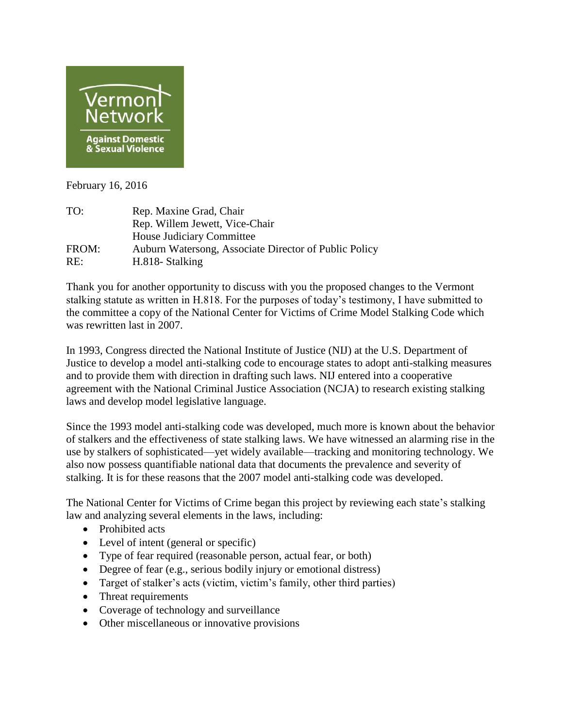Vermont Network Against Domestic & Sexual Violence

February 16, 2016

| | |
|---|---|
| TO: | Rep. Maxine Grad, Chair<br>Rep. Willem Jewett, Vice-Chair<br>House Judiciary Committee |
| FROM: | Auburn Watersong, Associate Director of Public Policy |
| RE: | H.818- Stalking |

Thank you for another opportunity to discuss with you the proposed changes to the Vermont stalking statute as written in H.818. For the purposes of today's testimony, I have submitted to the committee a copy of the National Center for Victims of Crime Model Stalking Code which was rewritten last in 2007.

In 1993, Congress directed the National Institute of Justice (NIJ) at the U.S. Department of Justice to develop a model anti-stalking code to encourage states to adopt anti-stalking measures and to provide them with direction in drafting such laws. NIJ entered into a cooperative agreement with the National Criminal Justice Association (NCJA) to research existing stalking laws and develop model legislative language.

Since the 1993 model anti-stalking code was developed, much more is known about the behavior of stalkers and the effectiveness of state stalking laws. We have witnessed an alarming rise in the use by stalkers of sophisticated—yet widely available—tracking and monitoring technology. We also now possess quantifiable national data that documents the prevalence and severity of stalking. It is for these reasons that the 2007 model anti-stalking code was developed.

The National Center for Victims of Crime began this project by reviewing each state's stalking law and analyzing several elements in the laws, including:

- Prohibited acts
- Level of intent (general or specific)
- Type of fear required (reasonable person, actual fear, or both)
- Degree of fear (e.g., serious bodily injury or emotional distress)
- Target of stalker's acts (victim, victim's family, other third parties)
- Threat requirements
- Coverage of technology and surveillance
- Other miscellaneous or innovative provisions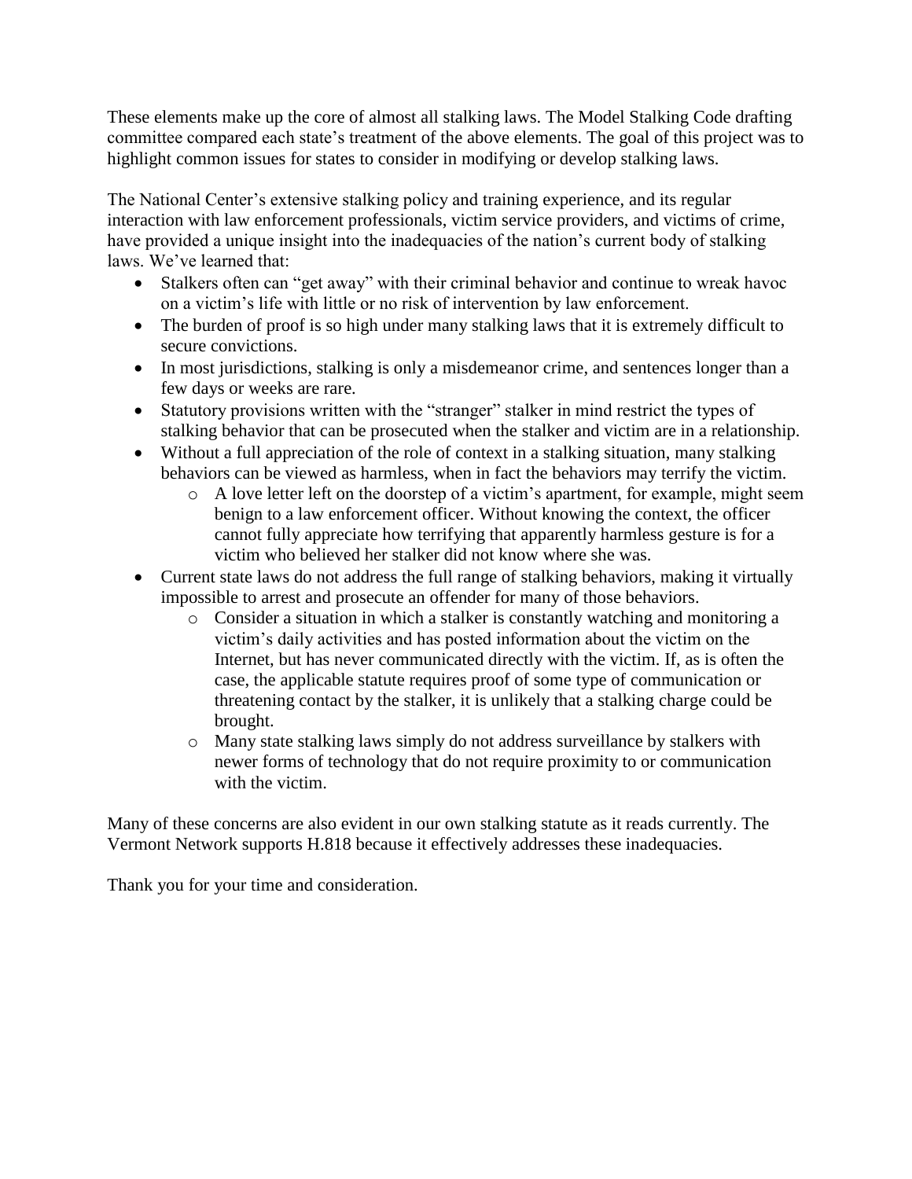These elements make up the core of almost all stalking laws. The Model Stalking Code drafting committee compared each state's treatment of the above elements. The goal of this project was to highlight common issues for states to consider in modifying or develop stalking laws.

The National Center's extensive stalking policy and training experience, and its regular interaction with law enforcement professionals, victim service providers, and victims of crime, have provided a unique insight into the inadequacies of the nation's current body of stalking laws. We've learned that:

- Stalkers often can "get away" with their criminal behavior and continue to wreak havoc on a victim's life with little or no risk of intervention by law enforcement.
- The burden of proof is so high under many stalking laws that it is extremely difficult to secure convictions.
- In most jurisdictions, stalking is only a misdemeanor crime, and sentences longer than a few days or weeks are rare.
- Statutory provisions written with the "stranger" stalker in mind restrict the types of stalking behavior that can be prosecuted when the stalker and victim are in a relationship.
- Without a full appreciation of the role of context in a stalking situation, many stalking behaviors can be viewed as harmless, when in fact the behaviors may terrify the victim.
  - A love letter left on the doorstep of a victim's apartment, for example, might seem benign to a law enforcement officer. Without knowing the context, the officer cannot fully appreciate how terrifying that apparently harmless gesture is for a victim who believed her stalker did not know where she was.
- Current state laws do not address the full range of stalking behaviors, making it virtually impossible to arrest and prosecute an offender for many of those behaviors.
  - Consider a situation in which a stalker is constantly watching and monitoring a victim's daily activities and has posted information about the victim on the Internet, but has never communicated directly with the victim. If, as is often the case, the applicable statute requires proof of some type of communication or threatening contact by the stalker, it is unlikely that a stalking charge could be brought.
  - Many state stalking laws simply do not address surveillance by stalkers with newer forms of technology that do not require proximity to or communication with the victim.

Many of these concerns are also evident in our own stalking statute as it reads currently. The Vermont Network supports H.818 because it effectively addresses these inadequacies.

Thank you for your time and consideration.